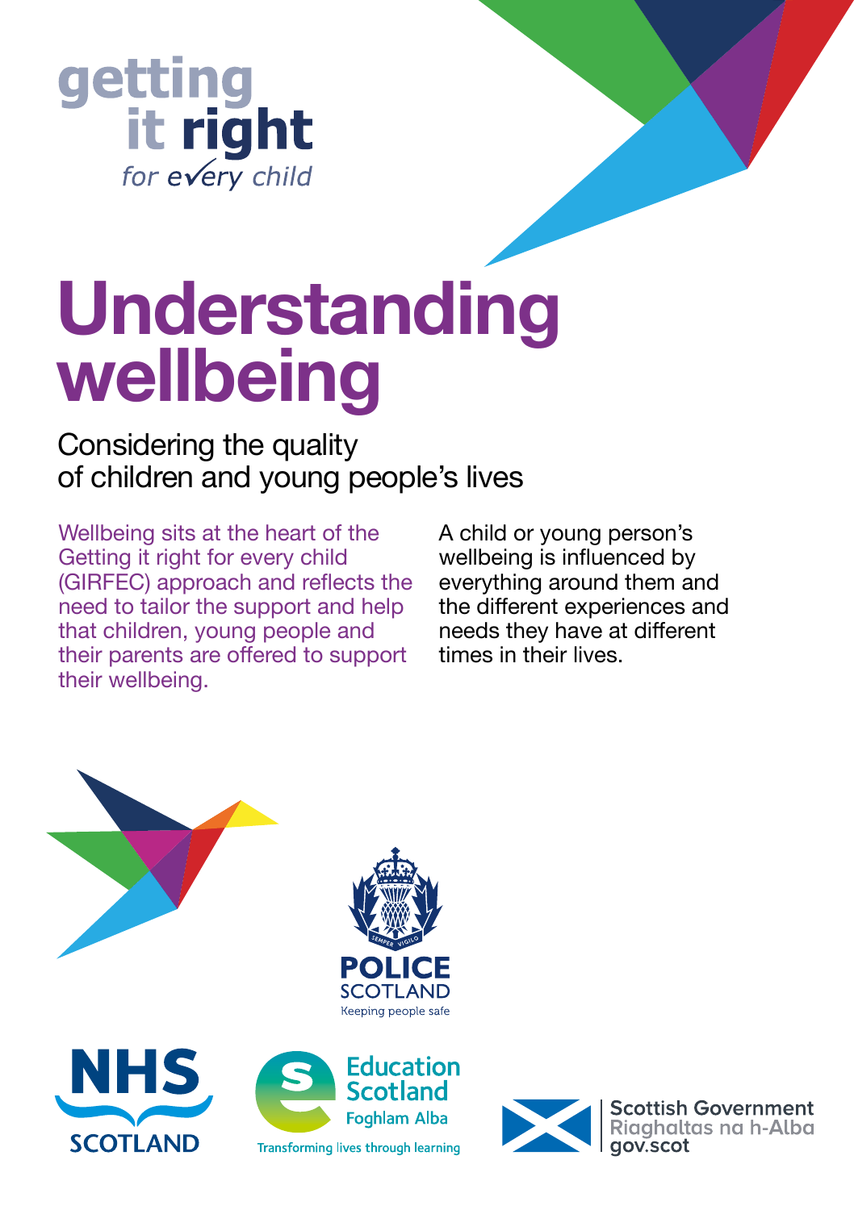getting it right *for every child*

# Understanding wellbeing

## Considering the quality of children and young people's lives

Wellbeing sits at the heart of the Getting it right for every child (GIRFEC) approach and reflects the need to tailor the support and help that children, young people and their parents are offered to support their wellbeing.

A child or young person's wellbeing is influenced by everything around them and the different experiences and needs they have at different times in their lives.

POLICE SCOTLAND
Keeping people safe

NHS SCOTLAND

Education Scotland
Foghlam Alba
Transforming lives through learning

Scottish Government
Riaghaltas na h-Alba
gov.scot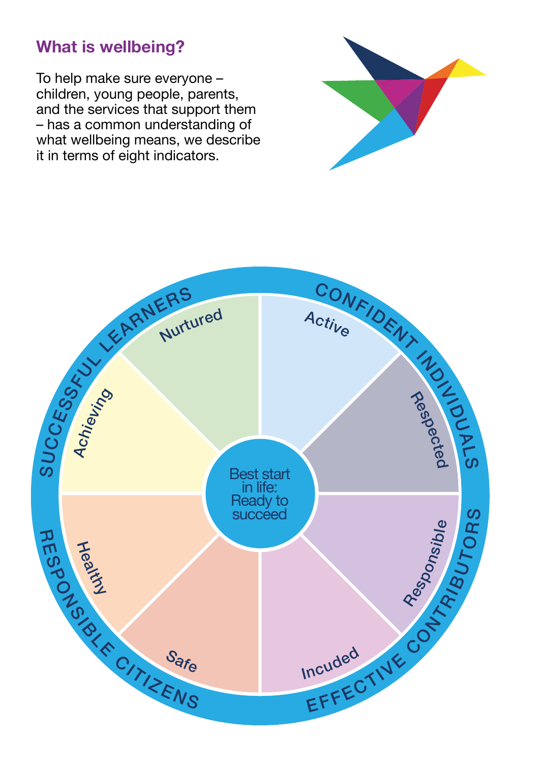## What is wellbeing?

To help make sure everyone – children, young people, parents, and the services that support them – has a common understanding of what wellbeing means, we describe it in terms of eight indicators.

SUCCESSFUL LEARNERS

CONFIDENT INDIVIDUALS

EFFECTIVE CONTRIBUTORS

RESPONSIBLE CITIZENS

- Nurtured
- Active
- Respected
- Responsible
- Incuded
- Safe
- Healthy
- Achieving

Best start in life: Ready to succeed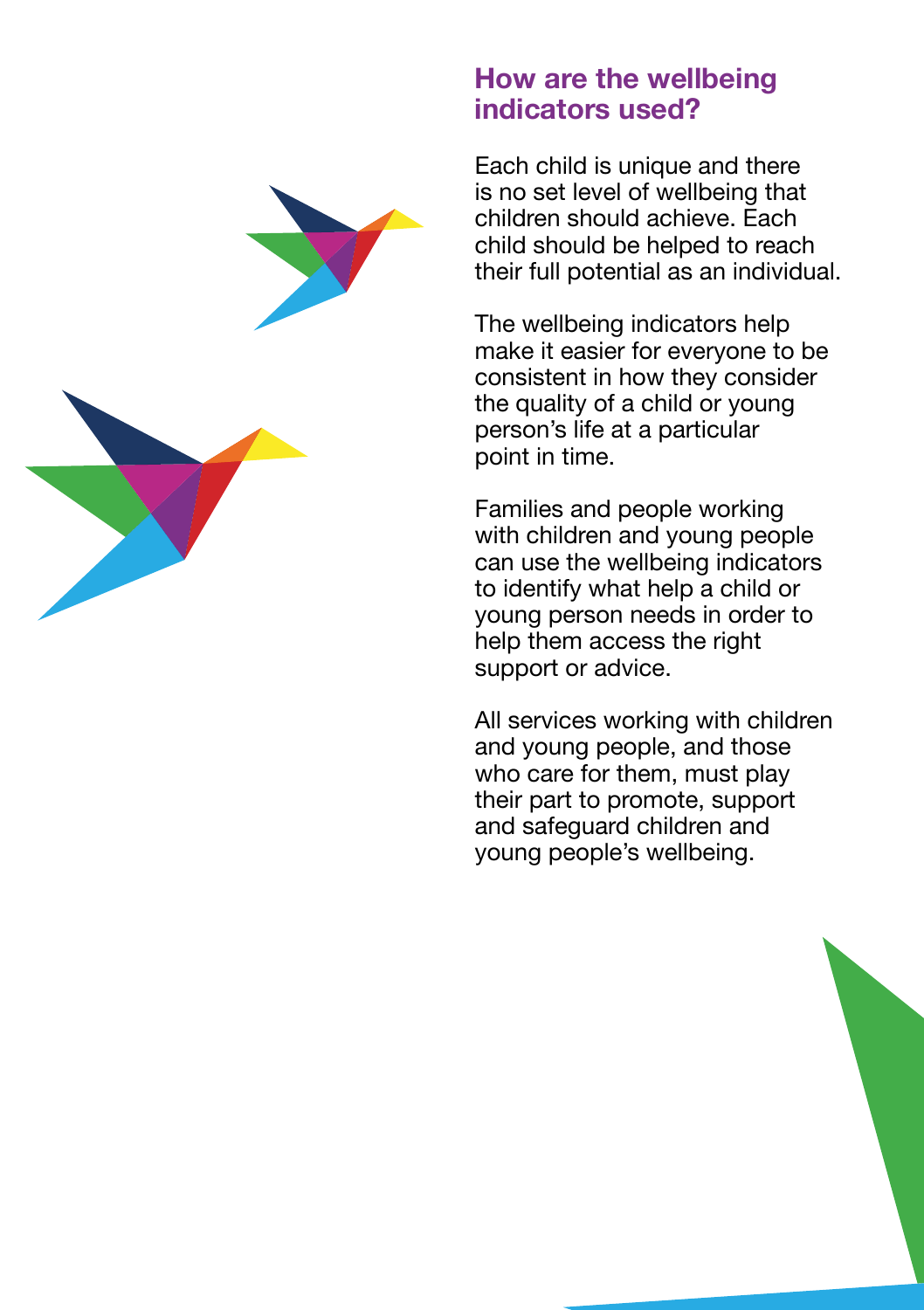## How are the wellbeing indicators used?

Each child is unique and there is no set level of wellbeing that children should achieve. Each child should be helped to reach their full potential as an individual.

The wellbeing indicators help make it easier for everyone to be consistent in how they consider the quality of a child or young person's life at a particular point in time.

Families and people working with children and young people can use the wellbeing indicators to identify what help a child or young person needs in order to help them access the right support or advice.

All services working with children and young people, and those who care for them, must play their part to promote, support and safeguard children and young people's wellbeing.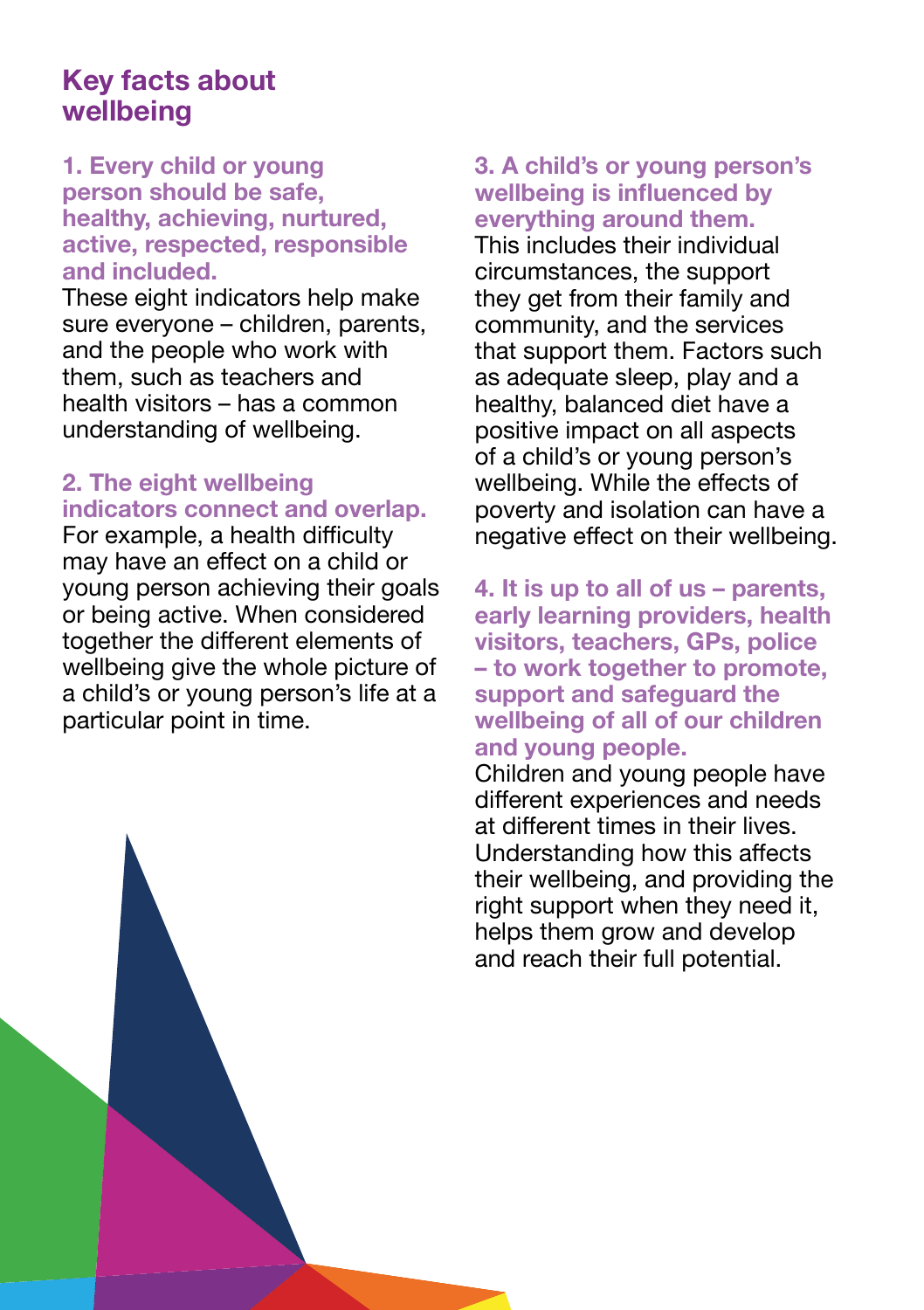## Key facts about wellbeing

### 1. Every child or young person should be safe, healthy, achieving, nurtured, active, respected, responsible and included.

These eight indicators help make sure everyone – children, parents, and the people who work with them, such as teachers and health visitors – has a common understanding of wellbeing.

### 2. The eight wellbeing indicators connect and overlap.

For example, a health difficulty may have an effect on a child or young person achieving their goals or being active. When considered together the different elements of wellbeing give the whole picture of a child's or young person's life at a particular point in time.

### 3. A child's or young person's wellbeing is influenced by everything around them.

This includes their individual circumstances, the support they get from their family and community, and the services that support them. Factors such as adequate sleep, play and a healthy, balanced diet have a positive impact on all aspects of a child's or young person's wellbeing. While the effects of poverty and isolation can have a negative effect on their wellbeing.

### 4. It is up to all of us – parents, early learning providers, health visitors, teachers, GPs, police – to work together to promote, support and safeguard the wellbeing of all of our children and young people.

Children and young people have different experiences and needs at different times in their lives. Understanding how this affects their wellbeing, and providing the right support when they need it, helps them grow and develop and reach their full potential.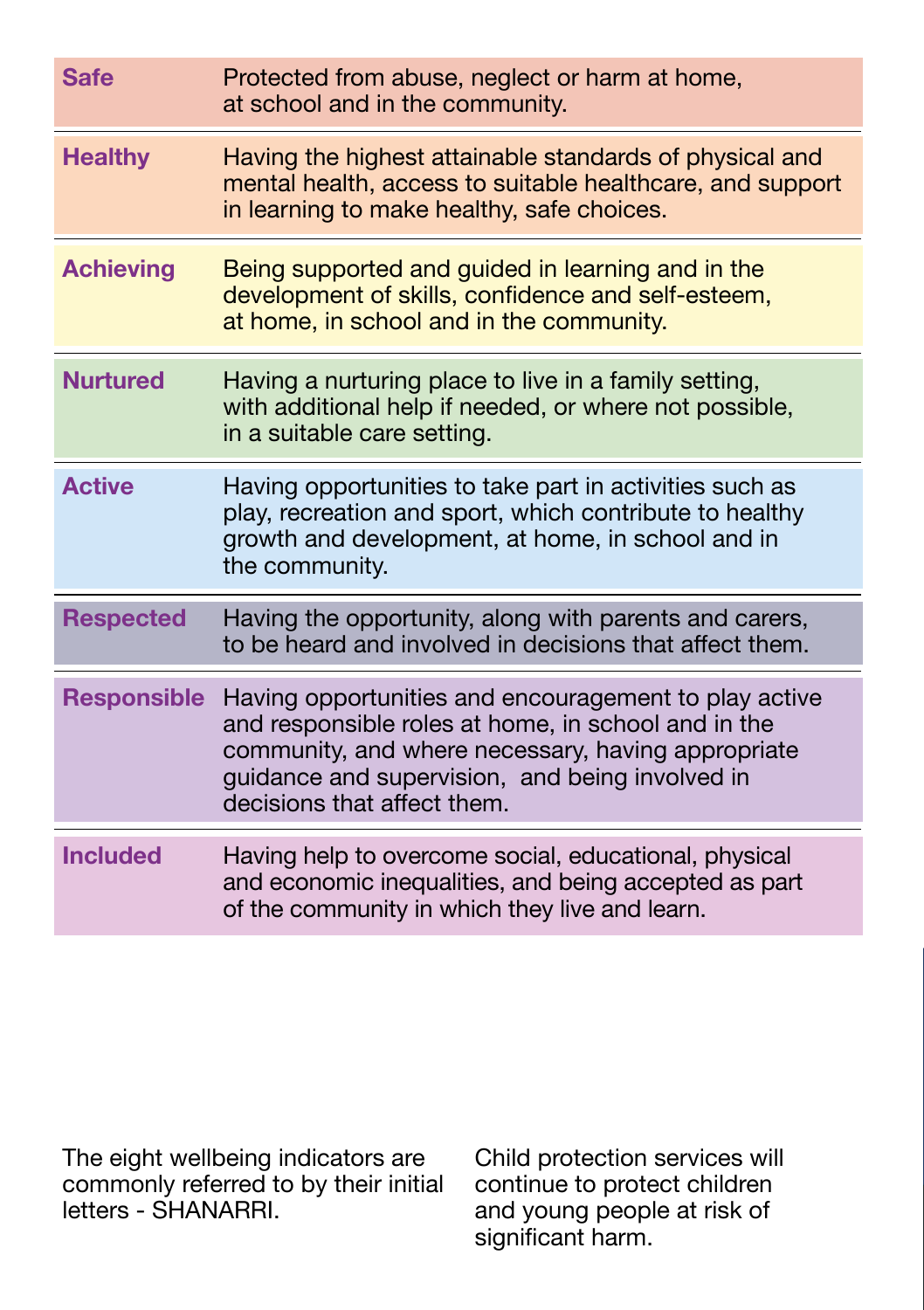| | |
|---|---|
| **Safe** | Protected from abuse, neglect or harm at home, at school and in the community. |
| **Healthy** | Having the highest attainable standards of physical and mental health, access to suitable healthcare, and support in learning to make healthy, safe choices. |
| **Achieving** | Being supported and guided in learning and in the development of skills, confidence and self-esteem, at home, in school and in the community. |
| **Nurtured** | Having a nurturing place to live in a family setting, with additional help if needed, or where not possible, in a suitable care setting. |
| **Active** | Having opportunities to take part in activities such as play, recreation and sport, which contribute to healthy growth and development, at home, in school and in the community. |
| **Respected** | Having the opportunity, along with parents and carers, to be heard and involved in decisions that affect them. |
| **Responsible** | Having opportunities and encouragement to play active and responsible roles at home, in school and in the community, and where necessary, having appropriate guidance and supervision, and being involved in decisions that affect them. |
| **Included** | Having help to overcome social, educational, physical and economic inequalities, and being accepted as part of the community in which they live and learn. |

The eight wellbeing indicators are commonly referred to by their initial letters - SHANARRI.

Child protection services will continue to protect children and young people at risk of significant harm.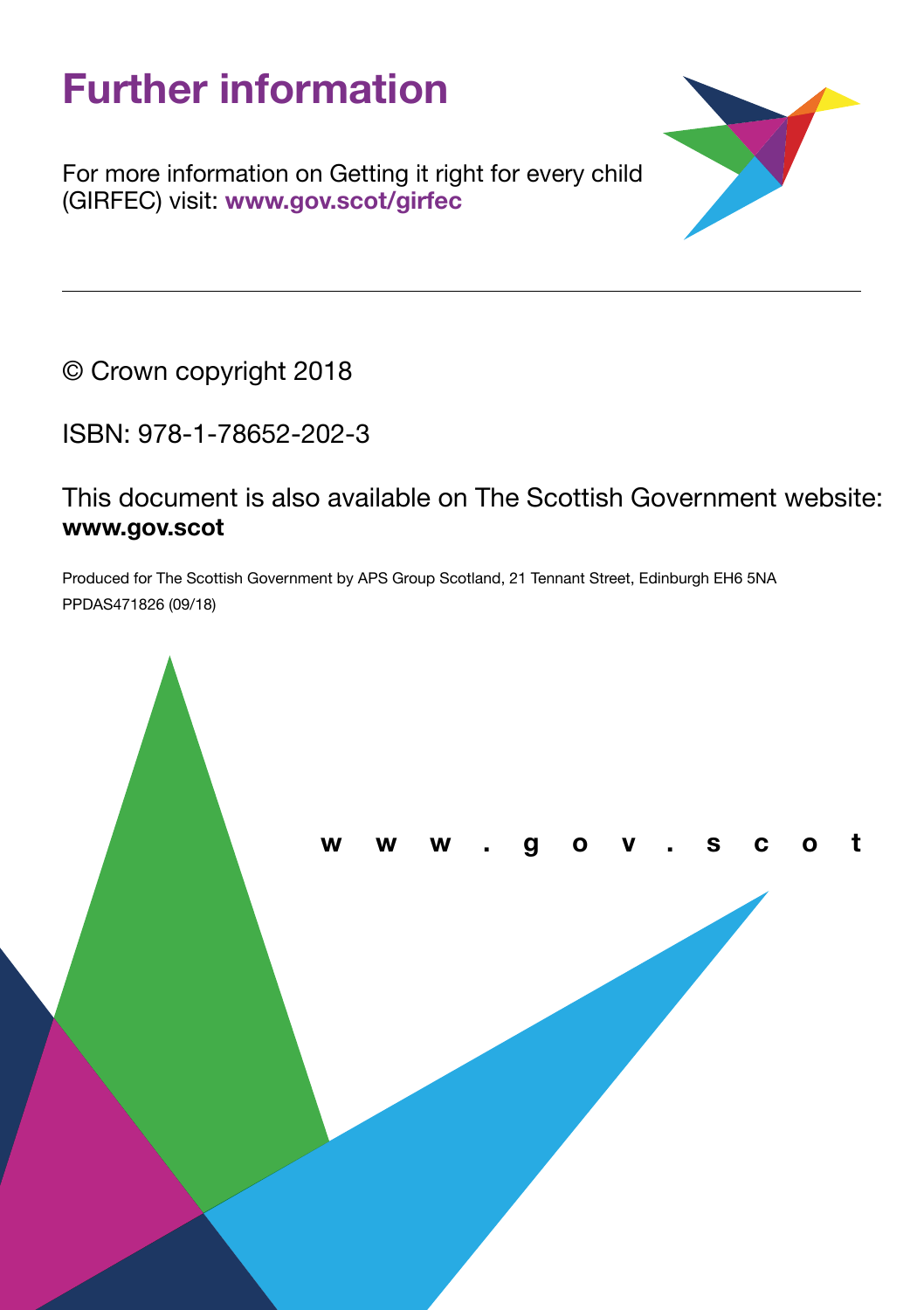# Further information

For more information on Getting it right for every child (GIRFEC) visit: **www.gov.scot/girfec**

---

© Crown copyright 2018

ISBN: 978-1-78652-202-3

This document is also available on The Scottish Government website:
**www.gov.scot**

Produced for The Scottish Government by APS Group Scotland, 21 Tennant Street, Edinburgh EH6 5NA
PPDAS471826 (09/18)

**w w w . g o v . s c o t**